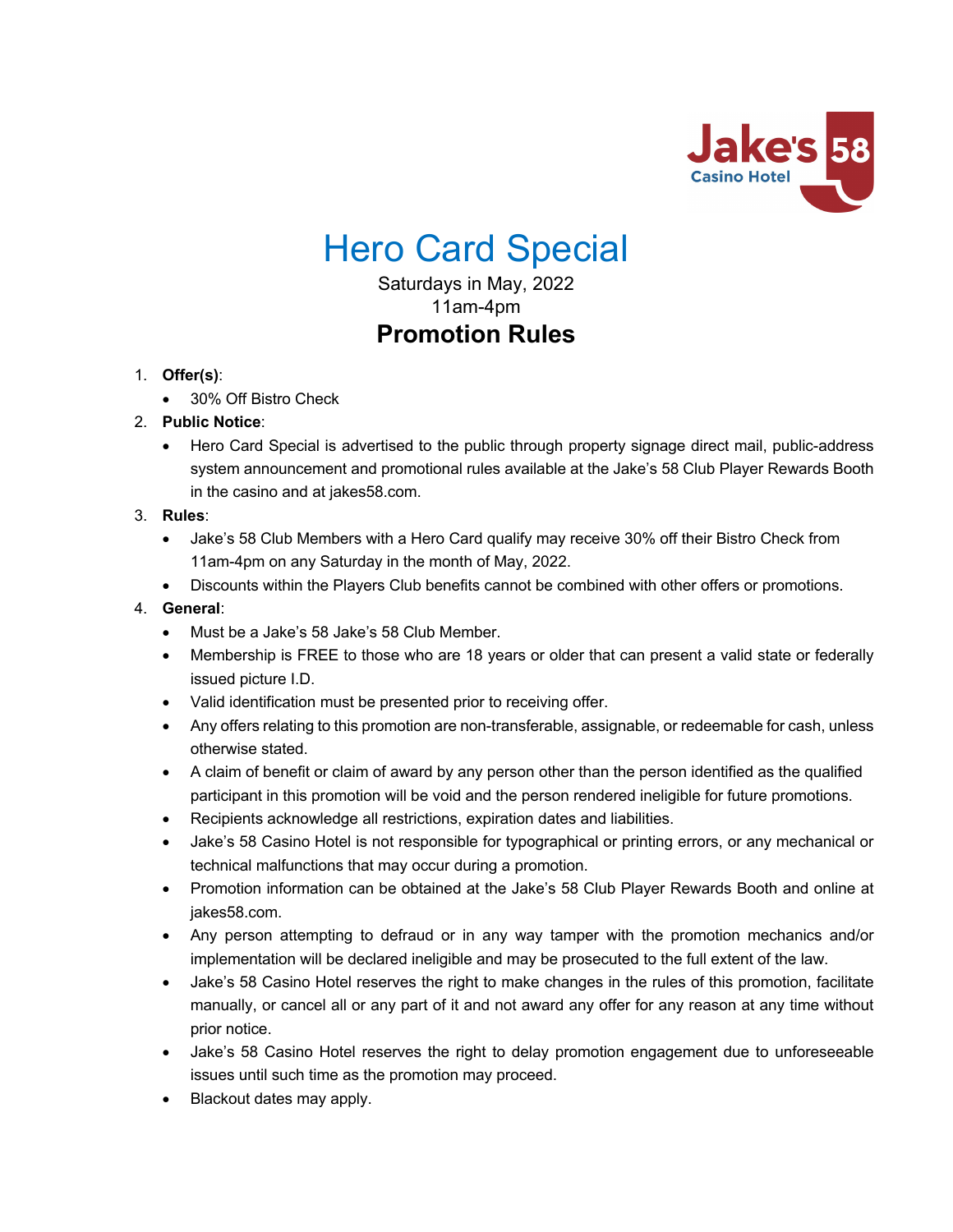# Hero Card Special

Saturdays in May, 2022
11am-4pm

## Promotion Rules

1. **Offer(s)**:
   - 30% Off Bistro Check
2. **Public Notice**:
   - Hero Card Special is advertised to the public through property signage direct mail, public-address system announcement and promotional rules available at the Jake's 58 Club Player Rewards Booth in the casino and at jakes58.com.
3. **Rules**:
   - Jake's 58 Club Members with a Hero Card qualify may receive 30% off their Bistro Check from 11am-4pm on any Saturday in the month of May, 2022.
   - Discounts within the Players Club benefits cannot be combined with other offers or promotions.
4. **General**:
   - Must be a Jake's 58 Jake's 58 Club Member.
   - Membership is FREE to those who are 18 years or older that can present a valid state or federally issued picture I.D.
   - Valid identification must be presented prior to receiving offer.
   - Any offers relating to this promotion are non-transferable, assignable, or redeemable for cash, unless otherwise stated.
   - A claim of benefit or claim of award by any person other than the person identified as the qualified participant in this promotion will be void and the person rendered ineligible for future promotions.
   - Recipients acknowledge all restrictions, expiration dates and liabilities.
   - Jake's 58 Casino Hotel is not responsible for typographical or printing errors, or any mechanical or technical malfunctions that may occur during a promotion.
   - Promotion information can be obtained at the Jake's 58 Club Player Rewards Booth and online at jakes58.com.
   - Any person attempting to defraud or in any way tamper with the promotion mechanics and/or implementation will be declared ineligible and may be prosecuted to the full extent of the law.
   - Jake's 58 Casino Hotel reserves the right to make changes in the rules of this promotion, facilitate manually, or cancel all or any part of it and not award any offer for any reason at any time without prior notice.
   - Jake's 58 Casino Hotel reserves the right to delay promotion engagement due to unforeseeable issues until such time as the promotion may proceed.
   - Blackout dates may apply.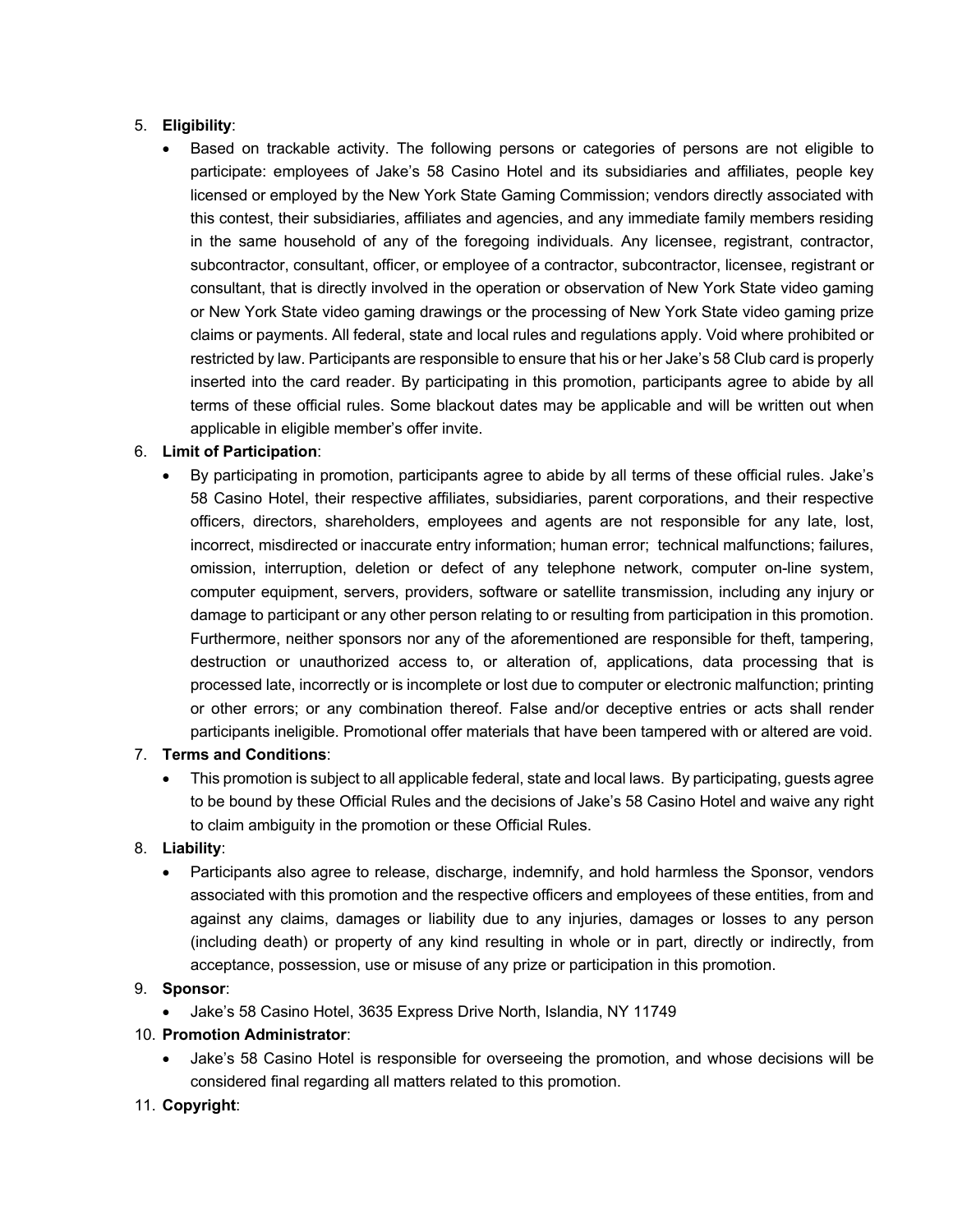5. **Eligibility**:
   - Based on trackable activity. The following persons or categories of persons are not eligible to participate: employees of Jake's 58 Casino Hotel and its subsidiaries and affiliates, people key licensed or employed by the New York State Gaming Commission; vendors directly associated with this contest, their subsidiaries, affiliates and agencies, and any immediate family members residing in the same household of any of the foregoing individuals. Any licensee, registrant, contractor, subcontractor, consultant, officer, or employee of a contractor, subcontractor, licensee, registrant or consultant, that is directly involved in the operation or observation of New York State video gaming or New York State video gaming drawings or the processing of New York State video gaming prize claims or payments. All federal, state and local rules and regulations apply. Void where prohibited or restricted by law. Participants are responsible to ensure that his or her Jake's 58 Club card is properly inserted into the card reader. By participating in this promotion, participants agree to abide by all terms of these official rules. Some blackout dates may be applicable and will be written out when applicable in eligible member's offer invite.
6. **Limit of Participation**:
   - By participating in promotion, participants agree to abide by all terms of these official rules. Jake's 58 Casino Hotel, their respective affiliates, subsidiaries, parent corporations, and their respective officers, directors, shareholders, employees and agents are not responsible for any late, lost, incorrect, misdirected or inaccurate entry information; human error; technical malfunctions; failures, omission, interruption, deletion or defect of any telephone network, computer on-line system, computer equipment, servers, providers, software or satellite transmission, including any injury or damage to participant or any other person relating to or resulting from participation in this promotion. Furthermore, neither sponsors nor any of the aforementioned are responsible for theft, tampering, destruction or unauthorized access to, or alteration of, applications, data processing that is processed late, incorrectly or is incomplete or lost due to computer or electronic malfunction; printing or other errors; or any combination thereof. False and/or deceptive entries or acts shall render participants ineligible. Promotional offer materials that have been tampered with or altered are void.
7. **Terms and Conditions**:
   - This promotion is subject to all applicable federal, state and local laws. By participating, guests agree to be bound by these Official Rules and the decisions of Jake's 58 Casino Hotel and waive any right to claim ambiguity in the promotion or these Official Rules.
8. **Liability**:
   - Participants also agree to release, discharge, indemnify, and hold harmless the Sponsor, vendors associated with this promotion and the respective officers and employees of these entities, from and against any claims, damages or liability due to any injuries, damages or losses to any person (including death) or property of any kind resulting in whole or in part, directly or indirectly, from acceptance, possession, use or misuse of any prize or participation in this promotion.
9. **Sponsor**:
   - Jake's 58 Casino Hotel, 3635 Express Drive North, Islandia, NY 11749
10. **Promotion Administrator**:
    - Jake's 58 Casino Hotel is responsible for overseeing the promotion, and whose decisions will be considered final regarding all matters related to this promotion.
11. **Copyright**: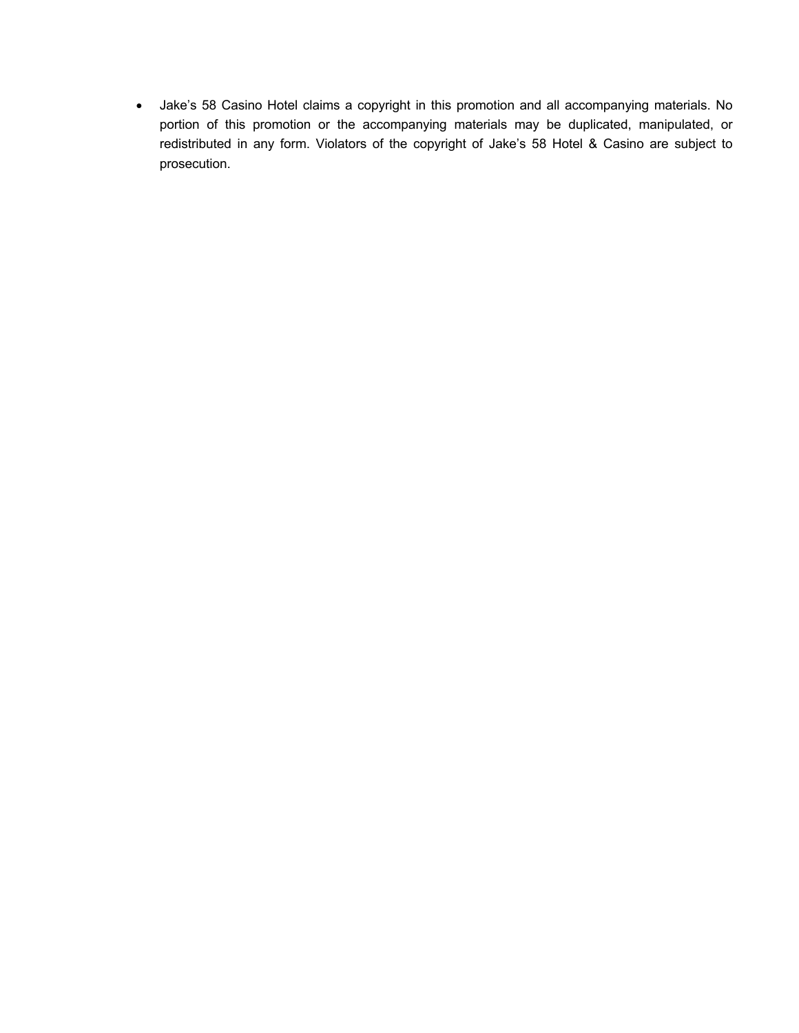- Jake's 58 Casino Hotel claims a copyright in this promotion and all accompanying materials. No portion of this promotion or the accompanying materials may be duplicated, manipulated, or redistributed in any form. Violators of the copyright of Jake's 58 Hotel & Casino are subject to prosecution.